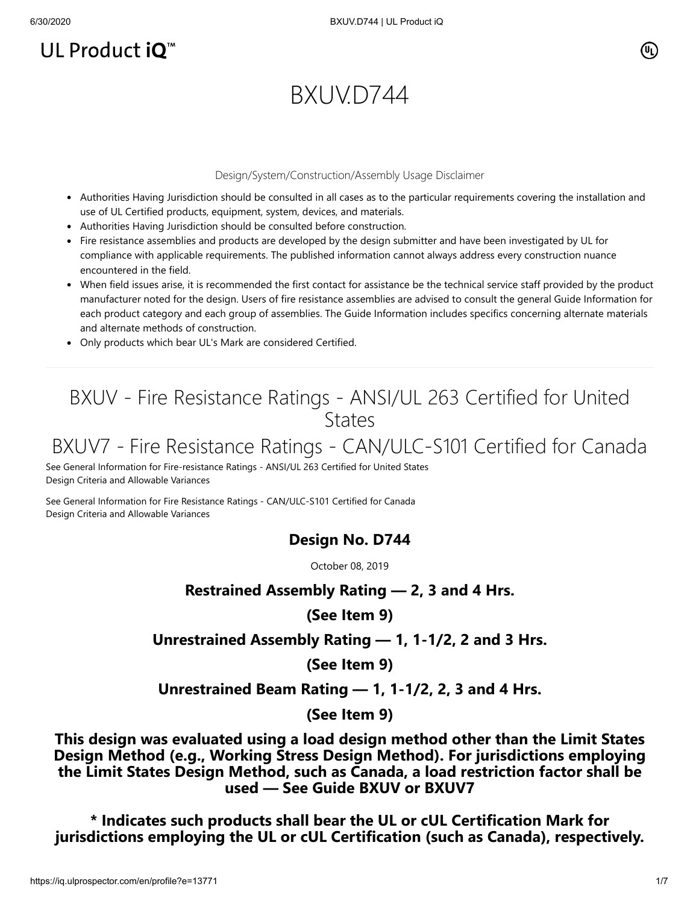UL Product iQ™

# BXUV.D744

Design/System/Construction/Assembly Usage Disclaimer

- Authorities Having Jurisdiction should be consulted in all cases as to the particular requirements covering the installation and use of UL Certified products, equipment, system, devices, and materials.
- Authorities Having Jurisdiction should be consulted before construction.
- Fire resistance assemblies and products are developed by the design submitter and have been investigated by UL for compliance with applicable requirements. The published information cannot always address every construction nuance encountered in the field.
- When field issues arise, it is recommended the first contact for assistance be the technical service staff provided by the product manufacturer noted for the design. Users of fire resistance assemblies are advised to consult the general Guide Information for each product category and each group of assemblies. The Guide Information includes specifics concerning alternate materials and alternate methods of construction.
- Only products which bear UL's Mark are considered Certified.

## BXUV - Fire Resistance Ratings - ANSI/UL 263 Certified for United States

## BXUV7 - Fire Resistance Ratings - CAN/ULC-S101 Certified for Canada

See General Information for Fire-resistance Ratings - ANSI/UL 263 Certified for United States
Design Criteria and Allowable Variances

See General Information for Fire Resistance Ratings - CAN/ULC-S101 Certified for Canada
Design Criteria and Allowable Variances

### Design No. D744

October 08, 2019

**Restrained Assembly Rating — 2, 3 and 4 Hrs.**

**(See Item 9)**

**Unrestrained Assembly Rating — 1, 1-1/2, 2 and 3 Hrs.**

**(See Item 9)**

**Unrestrained Beam Rating — 1, 1-1/2, 2, 3 and 4 Hrs.**

**(See Item 9)**

**This design was evaluated using a load design method other than the Limit States Design Method (e.g., Working Stress Design Method). For jurisdictions employing the Limit States Design Method, such as Canada, a load restriction factor shall be used — See Guide BXUV or BXUV7**

**\* Indicates such products shall bear the UL or cUL Certification Mark for jurisdictions employing the UL or cUL Certification (such as Canada), respectively.**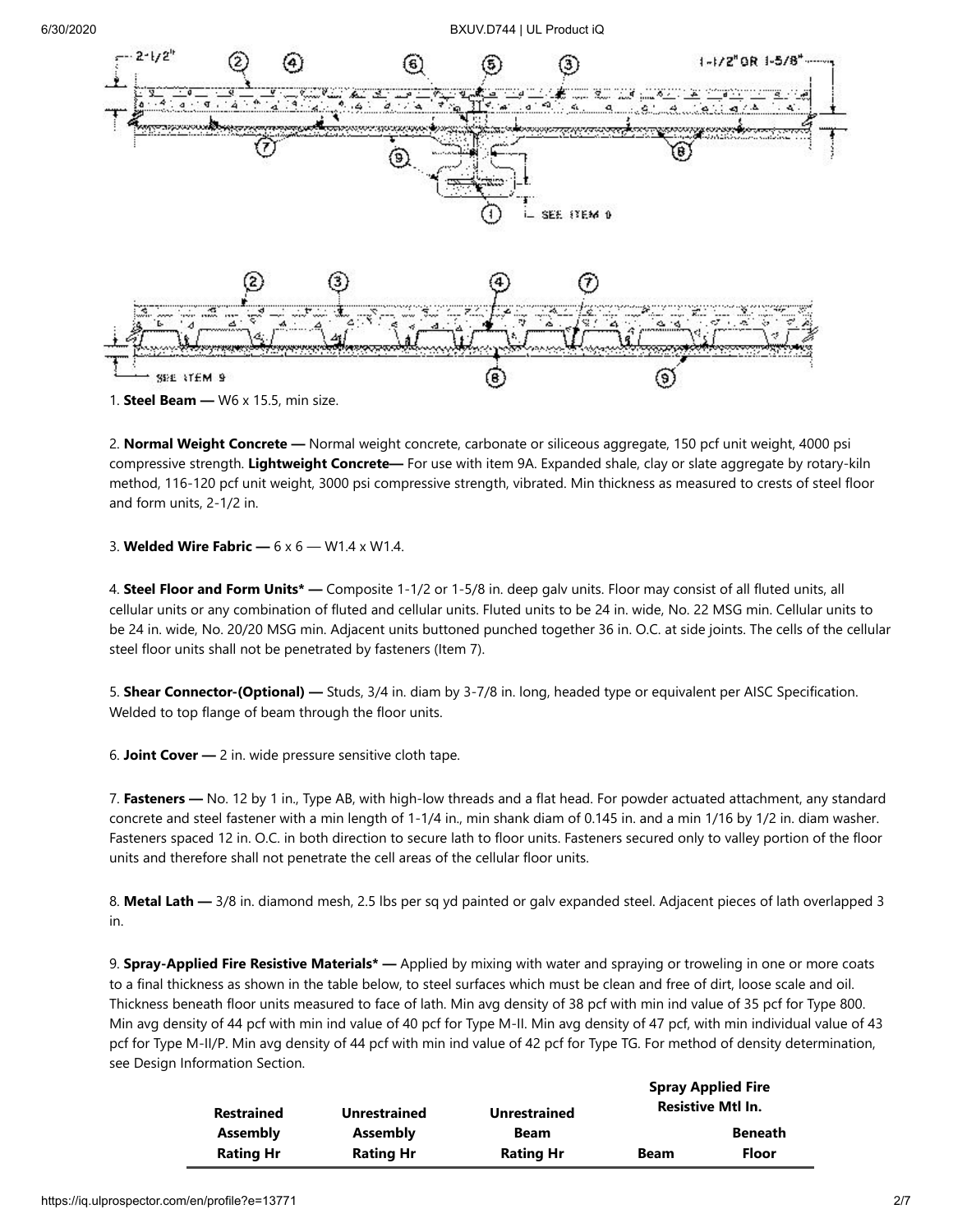1. **Steel Beam —** W6 x 15.5, min size.

2. **Normal Weight Concrete —** Normal weight concrete, carbonate or siliceous aggregate, 150 pcf unit weight, 4000 psi compressive strength. **Lightweight Concrete—** For use with item 9A. Expanded shale, clay or slate aggregate by rotary-kiln method, 116-120 pcf unit weight, 3000 psi compressive strength, vibrated. Min thickness as measured to crests of steel floor and form units, 2-1/2 in.

3. **Welded Wire Fabric —** 6 x 6 — W1.4 x W1.4.

4. **Steel Floor and Form Units* —** Composite 1-1/2 or 1-5/8 in. deep galv units. Floor may consist of all fluted units, all cellular units or any combination of fluted and cellular units. Fluted units to be 24 in. wide, No. 22 MSG min. Cellular units to be 24 in. wide, No. 20/20 MSG min. Adjacent units buttoned punched together 36 in. O.C. at side joints. The cells of the cellular steel floor units shall not be penetrated by fasteners (Item 7).

5. **Shear Connector-(Optional) —** Studs, 3/4 in. diam by 3-7/8 in. long, headed type or equivalent per AISC Specification. Welded to top flange of beam through the floor units.

6. **Joint Cover —** 2 in. wide pressure sensitive cloth tape.

7. **Fasteners —** No. 12 by 1 in., Type AB, with high-low threads and a flat head. For powder actuated attachment, any standard concrete and steel fastener with a min length of 1-1/4 in., min shank diam of 0.145 in. and a min 1/16 by 1/2 in. diam washer. Fasteners spaced 12 in. O.C. in both direction to secure lath to floor units. Fasteners secured only to valley portion of the floor units and therefore shall not penetrate the cell areas of the cellular floor units.

8. **Metal Lath —** 3/8 in. diamond mesh, 2.5 lbs per sq yd painted or galv expanded steel. Adjacent pieces of lath overlapped 3 in.

9. **Spray-Applied Fire Resistive Materials* —** Applied by mixing with water and spraying or troweling in one or more coats to a final thickness as shown in the table below, to steel surfaces which must be clean and free of dirt, loose scale and oil. Thickness beneath floor units measured to face of lath. Min avg density of 38 pcf with min ind value of 35 pcf for Type 800. Min avg density of 44 pcf with min ind value of 40 pcf for Type M-II. Min avg density of 47 pcf, with min individual value of 43 pcf for Type M-II/P. Min avg density of 44 pcf with min ind value of 42 pcf for Type TG. For method of density determination, see Design Information Section.

| Restrained Assembly Rating Hr | Unrestrained Assembly Rating Hr | Unrestrained Beam Rating Hr | Spray Applied Fire Resistive Mtl In. | |
|---|---|---|---|---|
| | | | Beam | Beneath Floor |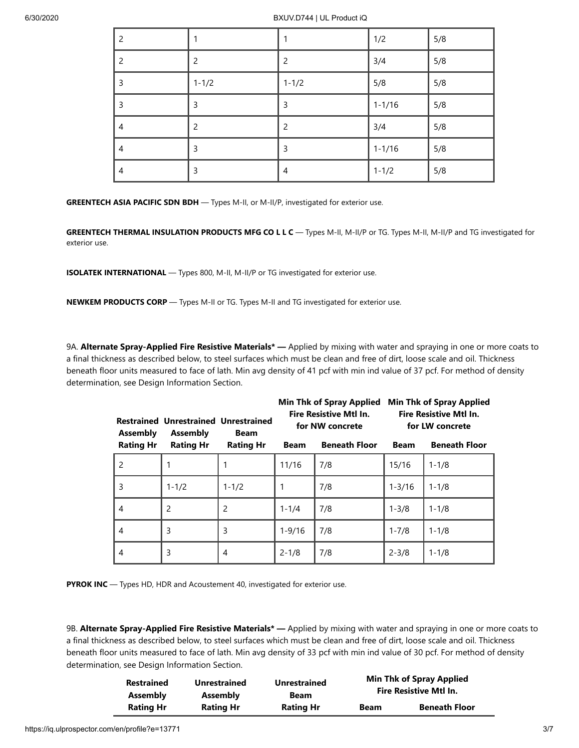| | | | | |
|---|---|---|---|---|
| 2 | 1 | 1 | 1/2 | 5/8 |
| 2 | 2 | 2 | 3/4 | 5/8 |
| 3 | 1-1/2 | 1-1/2 | 5/8 | 5/8 |
| 3 | 3 | 3 | 1-1/16 | 5/8 |
| 4 | 2 | 2 | 3/4 | 5/8 |
| 4 | 3 | 3 | 1-1/16 | 5/8 |
| 4 | 3 | 4 | 1-1/2 | 5/8 |

**GREENTECH ASIA PACIFIC SDN BDH** — Types M-II, or M-II/P, investigated for exterior use.

**GREENTECH THERMAL INSULATION PRODUCTS MFG CO L L C** — Types M-II, M-II/P or TG. Types M-II, M-II/P and TG investigated for exterior use.

**ISOLATEK INTERNATIONAL** — Types 800, M-II, M-II/P or TG investigated for exterior use.

**NEWKEM PRODUCTS CORP** — Types M-II or TG. Types M-II and TG investigated for exterior use.

9A. **Alternate Spray-Applied Fire Resistive Materials* —** Applied by mixing with water and spraying in one or more coats to a final thickness as described below, to steel surfaces which must be clean and free of dirt, loose scale and oil. Thickness beneath floor units measured to face of lath. Min avg density of 41 pcf with min ind value of 37 pcf. For method of density determination, see Design Information Section.

| Restrained Assembly Rating Hr | Unrestrained Assembly Rating Hr | Unrestrained Beam Rating Hr | Min Thk of Spray Applied Fire Resistive Mtl In. for NW concrete | | Min Thk of Spray Applied Fire Resistive Mtl In. for LW concrete | |
|---|---|---|---|---|---|---|
| | | | Beam | Beneath Floor | Beam | Beneath Floor |
| 2 | 1 | 1 | 11/16 | 7/8 | 15/16 | 1-1/8 |
| 3 | 1-1/2 | 1-1/2 | 1 | 7/8 | 1-3/16 | 1-1/8 |
| 4 | 2 | 2 | 1-1/4 | 7/8 | 1-3/8 | 1-1/8 |
| 4 | 3 | 3 | 1-9/16 | 7/8 | 1-7/8 | 1-1/8 |
| 4 | 3 | 4 | 2-1/8 | 7/8 | 2-3/8 | 1-1/8 |

**PYROK INC** — Types HD, HDR and Acoustement 40, investigated for exterior use.

9B. **Alternate Spray-Applied Fire Resistive Materials* —** Applied by mixing with water and spraying in one or more coats to a final thickness as described below, to steel surfaces which must be clean and free of dirt, loose scale and oil. Thickness beneath floor units measured to face of lath. Min avg density of 33 pcf with min ind value of 30 pcf. For method of density determination, see Design Information Section.

| Restrained Assembly Rating Hr | Unrestrained Assembly Rating Hr | Unrestrained Beam Rating Hr | Min Thk of Spray Applied Fire Resistive Mtl In. | |
|---|---|---|---|---|
| | | | Beam | Beneath Floor |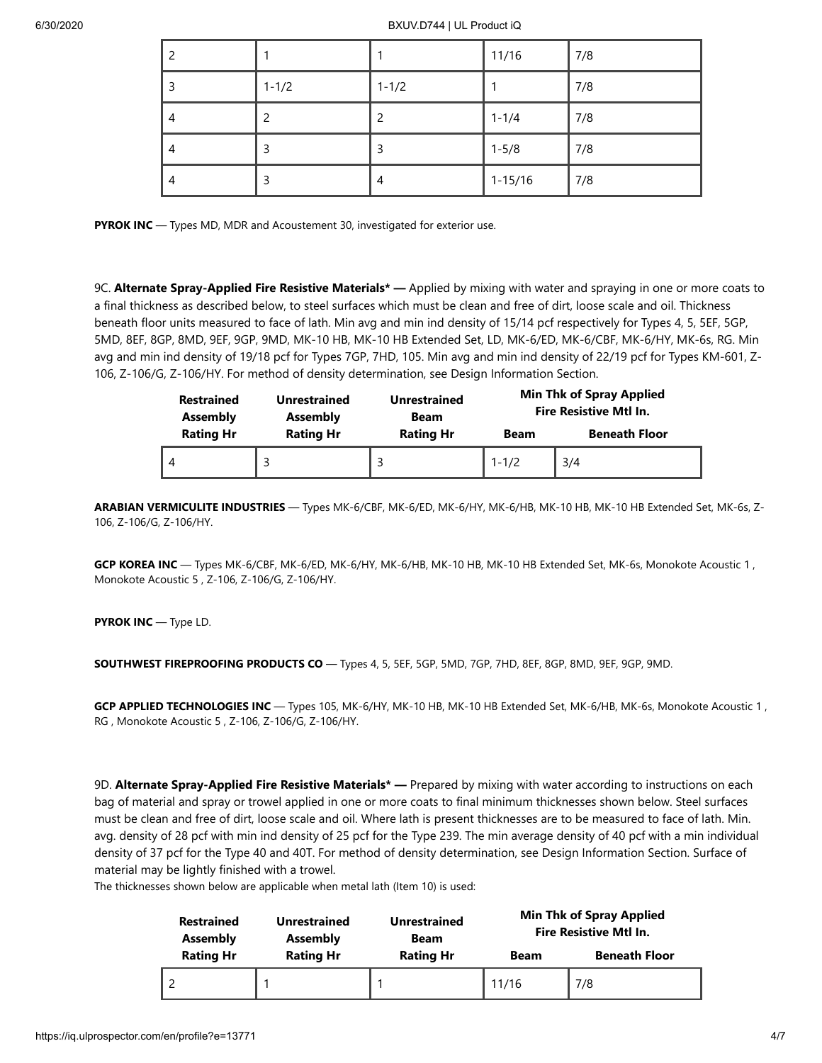| | | | | |
|---|---|---|---|---|
| 2 | 1 | 1 | 11/16 | 7/8 |
| 3 | 1-1/2 | 1-1/2 | 1 | 7/8 |
| 4 | 2 | 2 | 1-1/4 | 7/8 |
| 4 | 3 | 3 | 1-5/8 | 7/8 |
| 4 | 3 | 4 | 1-15/16 | 7/8 |

**PYROK INC** — Types MD, MDR and Acoustement 30, investigated for exterior use.

9C. **Alternate Spray-Applied Fire Resistive Materials* —** Applied by mixing with water and spraying in one or more coats to a final thickness as described below, to steel surfaces which must be clean and free of dirt, loose scale and oil. Thickness beneath floor units measured to face of lath. Min avg and min ind density of 15/14 pcf respectively for Types 4, 5, 5EF, 5GP, 5MD, 8EF, 8GP, 8MD, 9EF, 9GP, 9MD, MK-10 HB, MK-10 HB Extended Set, LD, MK-6/ED, MK-6/CBF, MK-6/HY, MK-6s, RG. Min avg and min ind density of 19/18 pcf for Types 7GP, 7HD, 105. Min avg and min ind density of 22/19 pcf for Types KM-601, Z-106, Z-106/G, Z-106/HY. For method of density determination, see Design Information Section.

| Restrained Assembly Rating Hr | Unrestrained Assembly Rating Hr | Unrestrained Beam Rating Hr | Min Thk of Spray Applied Fire Resistive Mtl In. | |
|---|---|---|---|---|
| | | | Beam | Beneath Floor |
| 4 | 3 | 3 | 1-1/2 | 3/4 |

**ARABIAN VERMICULITE INDUSTRIES** — Types MK-6/CBF, MK-6/ED, MK-6/HY, MK-6/HB, MK-10 HB, MK-10 HB Extended Set, MK-6s, Z-106, Z-106/G, Z-106/HY.

**GCP KOREA INC** — Types MK-6/CBF, MK-6/ED, MK-6/HY, MK-6/HB, MK-10 HB, MK-10 HB Extended Set, MK-6s, Monokote Acoustic 1 , Monokote Acoustic 5 , Z-106, Z-106/G, Z-106/HY.

**PYROK INC** — Type LD.

**SOUTHWEST FIREPROOFING PRODUCTS CO** — Types 4, 5, 5EF, 5GP, 5MD, 7GP, 7HD, 8EF, 8GP, 8MD, 9EF, 9GP, 9MD.

**GCP APPLIED TECHNOLOGIES INC** — Types 105, MK-6/HY, MK-10 HB, MK-10 HB Extended Set, MK-6/HB, MK-6s, Monokote Acoustic 1 , RG , Monokote Acoustic 5 , Z-106, Z-106/G, Z-106/HY.

9D. **Alternate Spray-Applied Fire Resistive Materials* —** Prepared by mixing with water according to instructions on each bag of material and spray or trowel applied in one or more coats to final minimum thicknesses shown below. Steel surfaces must be clean and free of dirt, loose scale and oil. Where lath is present thicknesses are to be measured to face of lath. Min. avg. density of 28 pcf with min ind density of 25 pcf for the Type 239. The min average density of 40 pcf with a min individual density of 37 pcf for the Type 40 and 40T. For method of density determination, see Design Information Section. Surface of material may be lightly finished with a trowel.

The thicknesses shown below are applicable when metal lath (Item 10) is used:

| Restrained Assembly Rating Hr | Unrestrained Assembly Rating Hr | Unrestrained Beam Rating Hr | Min Thk of Spray Applied Fire Resistive Mtl In. | |
|---|---|---|---|---|
| | | | Beam | Beneath Floor |
| 2 | 1 | 1 | 11/16 | 7/8 |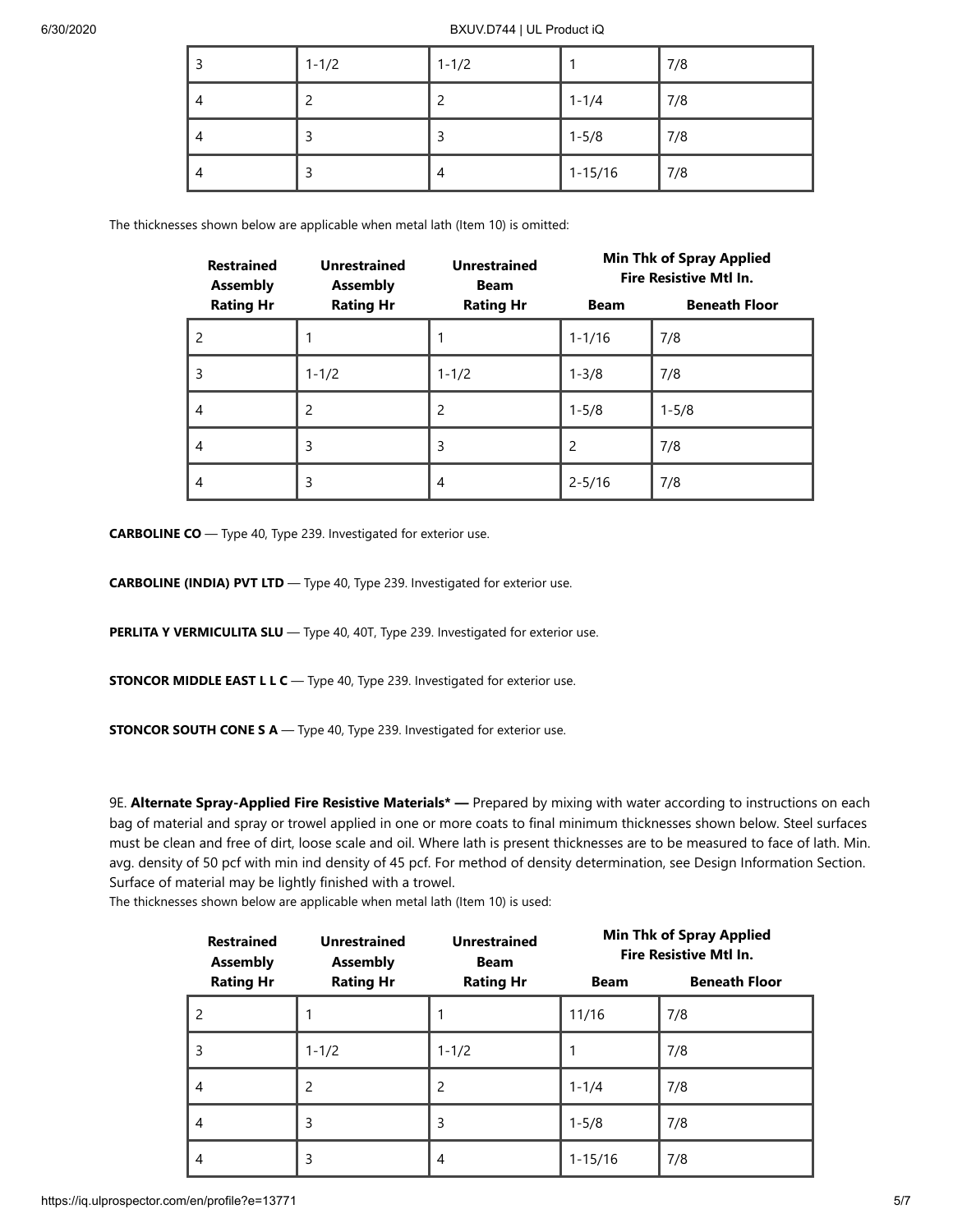| 3 | 1-1/2 | 1-1/2 | 1 | 7/8 |
|---|---|---|---|---|
| 4 | 2 | 2 | 1-1/4 | 7/8 |
| 4 | 3 | 3 | 1-5/8 | 7/8 |
| 4 | 3 | 4 | 1-15/16 | 7/8 |

The thicknesses shown below are applicable when metal lath (Item 10) is omitted:

| Restrained Assembly Rating Hr | Unrestrained Assembly Rating Hr | Unrestrained Beam Rating Hr | Min Thk of Spray Applied Fire Resistive Mtl In. | |
|---|---|---|---|---|
| | | | Beam | Beneath Floor |
| 2 | 1 | 1 | 1-1/16 | 7/8 |
| 3 | 1-1/2 | 1-1/2 | 1-3/8 | 7/8 |
| 4 | 2 | 2 | 1-5/8 | 1-5/8 |
| 4 | 3 | 3 | 2 | 7/8 |
| 4 | 3 | 4 | 2-5/16 | 7/8 |

**CARBOLINE CO** — Type 40, Type 239. Investigated for exterior use.

**CARBOLINE (INDIA) PVT LTD** — Type 40, Type 239. Investigated for exterior use.

**PERLITA Y VERMICULITA SLU** — Type 40, 40T, Type 239. Investigated for exterior use.

**STONCOR MIDDLE EAST L L C** — Type 40, Type 239. Investigated for exterior use.

**STONCOR SOUTH CONE S A** — Type 40, Type 239. Investigated for exterior use.

9E. **Alternate Spray-Applied Fire Resistive Materials* —** Prepared by mixing with water according to instructions on each bag of material and spray or trowel applied in one or more coats to final minimum thicknesses shown below. Steel surfaces must be clean and free of dirt, loose scale and oil. Where lath is present thicknesses are to be measured to face of lath. Min. avg. density of 50 pcf with min ind density of 45 pcf. For method of density determination, see Design Information Section. Surface of material may be lightly finished with a trowel.

The thicknesses shown below are applicable when metal lath (Item 10) is used:

| Restrained Assembly Rating Hr | Unrestrained Assembly Rating Hr | Unrestrained Beam Rating Hr | Min Thk of Spray Applied Fire Resistive Mtl In. | |
|---|---|---|---|---|
| | | | Beam | Beneath Floor |
| 2 | 1 | 1 | 11/16 | 7/8 |
| 3 | 1-1/2 | 1-1/2 | 1 | 7/8 |
| 4 | 2 | 2 | 1-1/4 | 7/8 |
| 4 | 3 | 3 | 1-5/8 | 7/8 |
| 4 | 3 | 4 | 1-15/16 | 7/8 |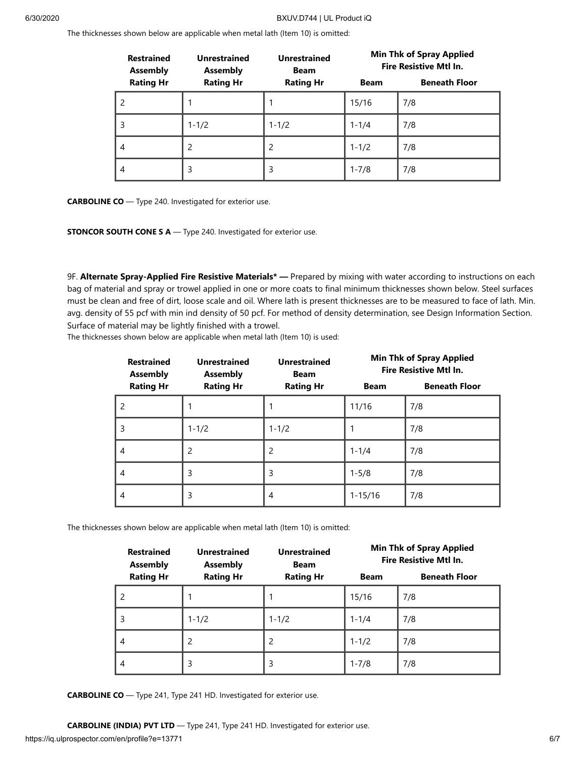The thicknesses shown below are applicable when metal lath (Item 10) is omitted:

| Restrained Assembly Rating Hr | Unrestrained Assembly Rating Hr | Unrestrained Beam Rating Hr | Min Thk of Spray Applied Fire Resistive Mtl In. | |
|---|---|---|---|---|
| | | | Beam | Beneath Floor |
| 2 | 1 | 1 | 15/16 | 7/8 |
| 3 | 1-1/2 | 1-1/2 | 1-1/4 | 7/8 |
| 4 | 2 | 2 | 1-1/2 | 7/8 |
| 4 | 3 | 3 | 1-7/8 | 7/8 |

**CARBOLINE CO** — Type 240. Investigated for exterior use.

**STONCOR SOUTH CONE S A** — Type 240. Investigated for exterior use.

9F. **Alternate Spray-Applied Fire Resistive Materials* —** Prepared by mixing with water according to instructions on each bag of material and spray or trowel applied in one or more coats to final minimum thicknesses shown below. Steel surfaces must be clean and free of dirt, loose scale and oil. Where lath is present thicknesses are to be measured to face of lath. Min. avg. density of 55 pcf with min ind density of 50 pcf. For method of density determination, see Design Information Section. Surface of material may be lightly finished with a trowel.
The thicknesses shown below are applicable when metal lath (Item 10) is used:

| Restrained Assembly Rating Hr | Unrestrained Assembly Rating Hr | Unrestrained Beam Rating Hr | Min Thk of Spray Applied Fire Resistive Mtl In. | |
|---|---|---|---|---|
| | | | Beam | Beneath Floor |
| 2 | 1 | 1 | 11/16 | 7/8 |
| 3 | 1-1/2 | 1-1/2 | 1 | 7/8 |
| 4 | 2 | 2 | 1-1/4 | 7/8 |
| 4 | 3 | 3 | 1-5/8 | 7/8 |
| 4 | 3 | 4 | 1-15/16 | 7/8 |

The thicknesses shown below are applicable when metal lath (Item 10) is omitted:

| Restrained Assembly Rating Hr | Unrestrained Assembly Rating Hr | Unrestrained Beam Rating Hr | Min Thk of Spray Applied Fire Resistive Mtl In. | |
|---|---|---|---|---|
| | | | Beam | Beneath Floor |
| 2 | 1 | 1 | 15/16 | 7/8 |
| 3 | 1-1/2 | 1-1/2 | 1-1/4 | 7/8 |
| 4 | 2 | 2 | 1-1/2 | 7/8 |
| 4 | 3 | 3 | 1-7/8 | 7/8 |

**CARBOLINE CO** — Type 241, Type 241 HD. Investigated for exterior use.

**CARBOLINE (INDIA) PVT LTD** — Type 241, Type 241 HD. Investigated for exterior use.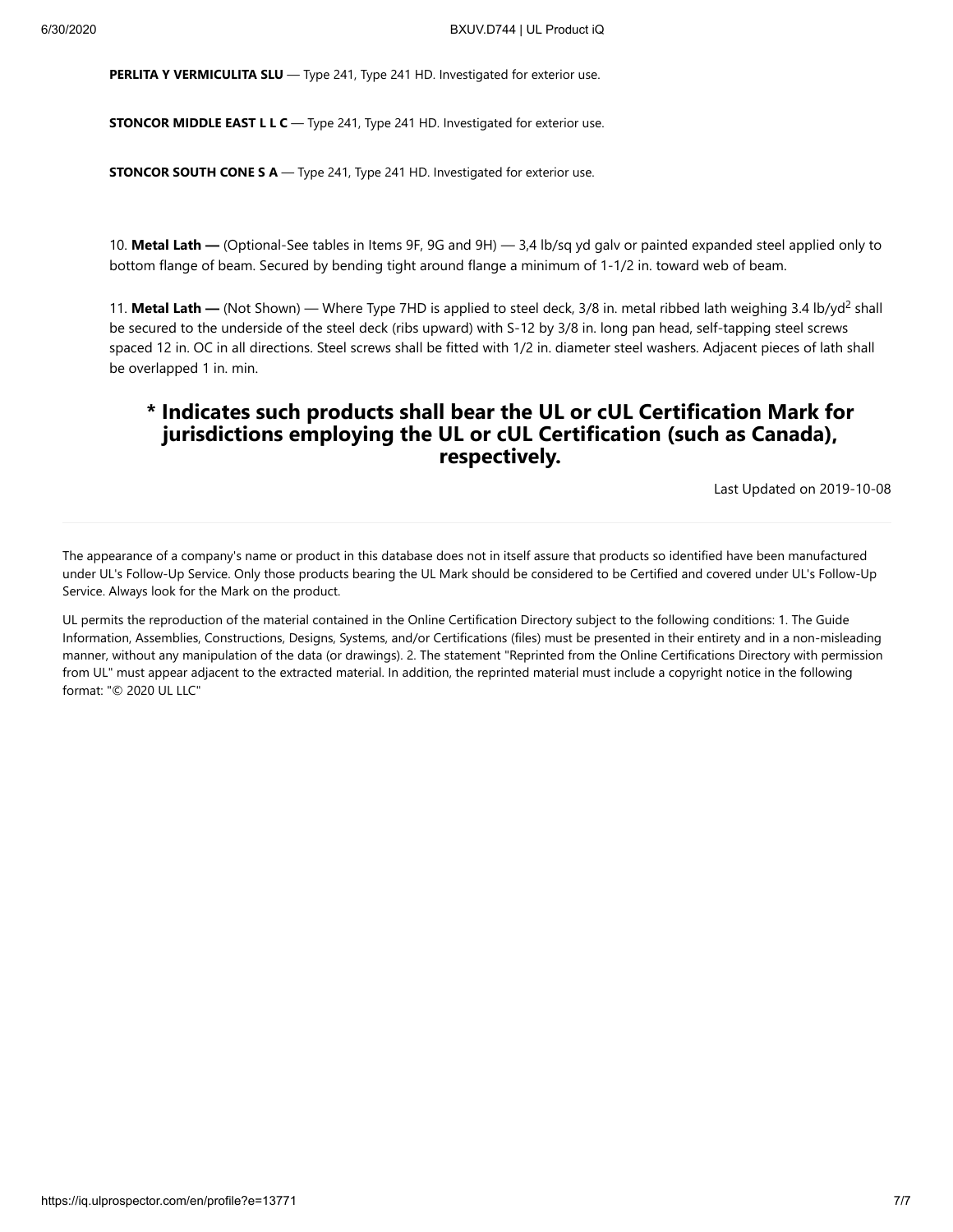**PERLITA Y VERMICULITA SLU** — Type 241, Type 241 HD. Investigated for exterior use.

**STONCOR MIDDLE EAST L L C** — Type 241, Type 241 HD. Investigated for exterior use.

**STONCOR SOUTH CONE S A** — Type 241, Type 241 HD. Investigated for exterior use.

10. **Metal Lath —** (Optional-See tables in Items 9F, 9G and 9H) — 3,4 lb/sq yd galv or painted expanded steel applied only to bottom flange of beam. Secured by bending tight around flange a minimum of 1-1/2 in. toward web of beam.

11. **Metal Lath —** (Not Shown) — Where Type 7HD is applied to steel deck, 3/8 in. metal ribbed lath weighing 3.4 lb/yd$^2$ shall be secured to the underside of the steel deck (ribs upward) with S-12 by 3/8 in. long pan head, self-tapping steel screws spaced 12 in. OC in all directions. Steel screws shall be fitted with 1/2 in. diameter steel washers. Adjacent pieces of lath shall be overlapped 1 in. min.

## * Indicates such products shall bear the UL or cUL Certification Mark for jurisdictions employing the UL or cUL Certification (such as Canada), respectively.

Last Updated on 2019-10-08

---

The appearance of a company's name or product in this database does not in itself assure that products so identified have been manufactured under UL's Follow-Up Service. Only those products bearing the UL Mark should be considered to be Certified and covered under UL's Follow-Up Service. Always look for the Mark on the product.

UL permits the reproduction of the material contained in the Online Certification Directory subject to the following conditions: 1. The Guide Information, Assemblies, Constructions, Designs, Systems, and/or Certifications (files) must be presented in their entirety and in a non-misleading manner, without any manipulation of the data (or drawings). 2. The statement "Reprinted from the Online Certifications Directory with permission from UL" must appear adjacent to the extracted material. In addition, the reprinted material must include a copyright notice in the following format: "© 2020 UL LLC"